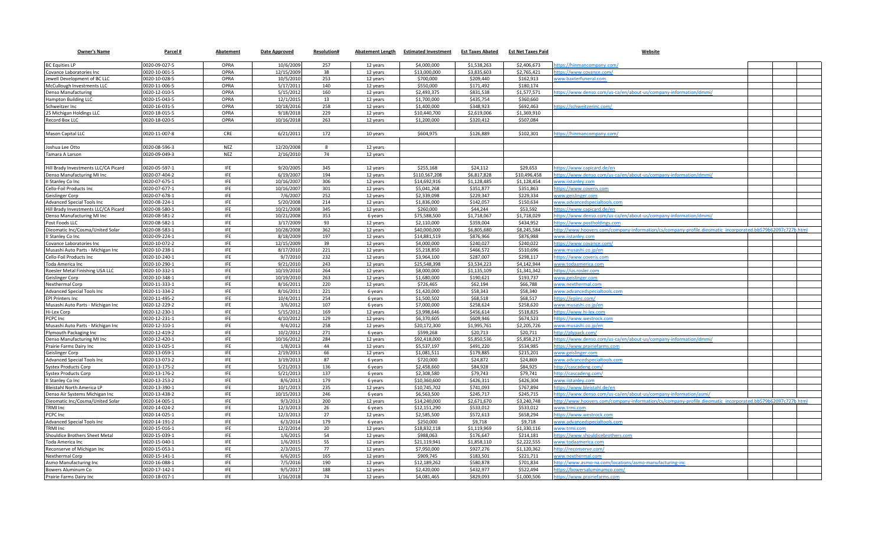| Owner's Name | Parcel # | Abatement | Date Approved | Resolution# | Abatement Length | Estimated Investment | Est Taxes Abated | Est Net Taxes Paid | Website |
|---|---|---|---|---|---|---|---|---|---|
| BC Equities LP | 0020-09-027-5 | OPRA | 10/6/2009 | 257 | 12 years | $4,000,000 | $1,538,263 | $2,406,673 | https://hinmancompany.com/ |
| Covance Laboratories Inc | 0020-10-001-5 | OPRA | 12/15/2009 | 38 | 12 years | $13,000,000 | $3,835,603 | $2,765,421 | https://www.covance.com/ |
| Jewell Development of BC LLC | 0020-10-028-5 | OPRA | 10/5/2010 | 253 | 12 years | $700,000 | $209,440 | $162,913 | www.baxterfuneral.com |
| McCullough Investments LLC | 0020-11-006-5 | OPRA | 5/17/2011 | 140 | 12 years | $550,000 | $171,492 | $180,174 | |
| Denso Manufacturing | 0020-12-010-5 | OPRA | 5/15/2012 | 160 | 12 years | $2,493,375 | $831,538 | $1,577,571 | https://www.denso.com/us-ca/en/about-us/company-information/dmmi/ |
| Hampton Building LLC | 0020-15-043-5 | OPRA | 12/1/2015 | 13 | 12 years | $1,700,000 | $435,754 | $360,660 | |
| Schweitzer Inc | 0020-16-031-5 | OPRA | 10/18/2016 | 258 | 12 years | $1,400,000 | $348,923 | $692,463 | https://schweitzerinc.com/ |
| 25 Michigan Holdings LLC | 0020-18-015-5 | OPRA | 9/18/2018 | 229 | 12 years | $10,440,700 | $2,619,006 | $1,369,910 | |
| Record Box LLC | 0020-18-020-5 | OPRA | 10/16/2018 | 263 | 12 years | $1,200,000 | $320,412 | $507,084 | |
| | | | | | | | | | |
| Mason Capital LLC | 0020-11-007-8 | CRE | 6/21/2011 | 172 | 10 years | $604,975 | $126,889 | $102,301 | https://hinmancompany.com/ |
| | | | | | | | | | |
| Joshua Lee Otto | 0020-08-596-3 | NEZ | 12/20/2008 | 8 | 12 years | | | | |
| Tamara A Larson | 0020-09-049-3 | NEZ | 2/16/2010 | 74 | 12 years | | | | |
| | | | | | | | | | |
| Hill Brady Investments LLC/CA Picard | 0020-05-597-1 | IFE | 9/20/2005 | 345 | 12 years | $255,168 | $24,112 | $29,653 | https://www.capicard.de/en |
| Denso Manufacturing MI Inc | 0020-07-404-2 | IFE | 6/19/2007 | 194 | 12 years | $110,567,208 | $6,817,828 | $10,496,458 | https://www.denso.com/us-ca/en/about-us/company-information/dmmi/ |
| II Stanley Co Inc | 0020-07-675-1 | IFE | 10/16/2007 | 306 | 12 years | $14,692,916 | $1,128,485 | $1,128,454 | www.iistanley.com |
| Cello-Foil Products Inc | 0020-07-677-1 | IFE | 10/16/2007 | 301 | 12 years | $5,041,268 | $351,877 | $351,863 | https://www.coveris.com |
| Geislinger Corp | 0020-07-678-1 | IFE | 7/6/2007 | 252 | 12 years | $2,339,098 | $229,347 | $229,334 | www.geislinger.com |
| Advanced Special Tools Inc | 0020-08-224-1 | IFE | 5/20/2008 | 214 | 12 years | $1,836,000 | $142,057 | $150,634 | www.advancedspecialtools.com |
| Hill Brady Investments LLC/CA Picard | 0020-08-580-1 | IFE | 10/21/2008 | 345 | 12 years | $260,000 | $44,244 | $53,592 | https://www.capicard.de/en |
| Denso Manufacturing MI Inc | 0020-08-581-2 | IFE | 10/21/2008 | 353 | 6 years | $75,588,500 | $1,718,067 | $1,718,029 | https://www.denso.com/us-ca/en/about-us/company-information/dmmi/ |
| Post Foods LLC | 0020-08-582-1 | IFE | 3/17/2009 | 93 | 12 years | $2,110,000 | $359,004 | $434,952 | https://www.postholdings.com |
| Dieomatic Inc/Cosma/United Solar | 0020-08-583-1 | IFE | 10/28/2008 | 362 | 12 years | $40,000,000 | $6,805,680 | $8,245,584 | http://www.hoovers.com/company-information/cs/company-profile.dieomatic_incorporated.bb579b62097c727b.html |
| II Stanley Co Inc | 0020-09-224-1 | IFE | 8/18/2009 | 197 | 12 years | $14,881,519 | $876,966 | $876,988 | www.iistanley.com |
| Covance Laboratories Inc | 0020-10-072-2 | IFE | 12/15/2009 | 39 | 12 years | $4,000,000 | $240,027 | $240,022 | https://www.covance.com/ |
| Musashi Auto Parts - Michigan Inc | 0020-10-238-1 | IFE | 8/17/2010 | 221 | 12 years | $5,218,850 | $466,572 | $510,696 | www.musashi.co.jp/en |
| Cello-Foil Products Inc | 0020-10-240-1 | IFE | 9/7/2010 | 232 | 12 years | $3,964,100 | $287,007 | $298,117 | https://www.coveris.com |
| Toda America Inc | 0020-10-290-1 | IFE | 9/21/2010 | 243 | 12 years | $25,548,398 | $3,534,223 | $4,142,944 | www.todaamerica.com |
| Roesler Metal Finishing USA LLC | 0020-10-332-1 | IFE | 10/19/2010 | 264 | 12 years | $8,000,000 | $1,135,109 | $1,341,342 | https://us.rosler.com |
| Geislinger Corp | 0020-10-348-1 | IFE | 10/19/2010 | 263 | 12 years | $1,680,000 | $190,621 | $193,737 | www.geislinger.com |
| Nexthermal Corp | 0020-11-333-1 | IFE | 8/16/2011 | 220 | 12 years | $726,465 | $62,194 | $66,788 | www.nexthermal.com |
| Advanced Special Tools Inc | 0020-11-334-2 | IFE | 8/16/2011 | 221 | 6 years | $1,420,000 | $58,343 | $58,340 | www.advancedspecialtools.com |
| EPI Printers Inc | 0020-11-495-2 | IFE | 10/4/2011 | 254 | 6 years | $1,500,502 | $68,518 | $68,517 | https://epiinc.com/ |
| Musashi Auto Parts - Michigan Inc | 0020-12-229-2 | IFE | 3/6/2012 | 107 | 6 years | $7,000,000 | $258,624 | $258,620 | www.musashi.co.jp/en |
| Hi-Lex Corp | 0020-12-230-1 | IFE | 5/15/2012 | 169 | 12 years | $3,998,646 | $456,614 | $518,825 | https://www.hi-lex.com |
| PCPC Inc | 0020-12-231-1 | IFE | 4/10/2012 | 129 | 12 years | $6,370,605 | $609,946 | $674,523 | https://www.westrock.com |
| Musashi Auto Parts - Michigan Inc | 0020-12-310-1 | IFE | 9/4/2012 | 258 | 12 years | $20,172,300 | $1,995,761 | $2,205,726 | www.musashi.co.jp/en |
| Plymouth Packaging Inc | 0020-12-419-2 | IFE | 10/2/2012 | 271 | 6 years | $599,268 | $20,713 | $20,711 | http://plypack.com/ |
| Denso Manufacturing MI Inc | 0020-12-420-1 | IFE | 10/16/2012 | 284 | 12 years | $92,418,000 | $5,850,536 | $5,858,217 | https://www.denso.com/us-ca/en/about-us/company-information/dmmi/ |
| Prairie Farms Dairy Inc | 0020-13-025-1 | IFE | 1/8/2013 | 44 | 12 years | $5,537,197 | $491,220 | $534,985 | https://www.prairiefarms.com |
| Geislinger Corp | 0020-13-059-1 | IFE | 2/19/2013 | 66 | 12 years | $1,081,511 | $179,885 | $215,201 | www.geislinger.com |
| Advanced Special Tools Inc | 0020-13-073-2 | IFE | 3/19/2013 | 87 | 6 years | $720,000 | $24,872 | $24,869 | www.advancedspecialtools.com |
| Systex Products Corp | 0020-13-175-2 | IFE | 5/21/2013 | 136 | 6 years | $2,458,660 | $84,928 | $84,925 | http://cascadeng.com/ |
| Systex Products Corp | 0020-13-176-2 | IFE | 5/21/2013 | 137 | 6 years | $2,308,580 | $79,743 | $79,741 | http://cascadeng.com/ |
| II Stanley Co Inc | 0020-13-253-2 | IFE | 8/6/2013 | 179 | 6 years | $10,360,600 | $426,311 | $426,304 | www.iistanley.com |
| Bleistahl North America LP | 0020-13-390-1 | IFE | 10/1/2013 | 235 | 12 years | $10,745,702 | $741,093 | $767,894 | https://www.bleistahl.de/en |
| Denso Air Systems Michigan Inc | 0020-13-438-2 | IFE | 10/15/2013 | 246 | 6 years | $6,563,500 | $245,717 | $245,715 | https://www.denso.com/us-ca/en/about-us/company-information/asmi/ |
| Dieomatic Inc/Cosma/United Solar | 0020-14-005-1 | IFE | 9/3/2013 | 200 | 12 years | $14,240,000 | $2,671,670 | $3,240,748 | http://www.hoovers.com/company-information/cs/company-profile.dieomatic_incorporated.bb579b62097c727b.html |
| TRMI Inc | 0020-14-024-2 | IFE | 12/3/2013 | 26 | 6 years | $12,151,290 | $533,012 | $533,012 | www.trmi.com |
| PCPC Inc | 0020-14-025-1 | IFE | 12/3/2013 | 27 | 12 years | $2,585,500 | $572,613 | $658,294 | https://www.westrock.com |
| Advanced Special Tools Inc | 0020-14-191-2 | IFE | 6/3/2014 | 179 | 6 years | $250,000 | $9,718 | $9,718 | www.advancedspecialtools.com |
| TRMI Inc | 0020-15-016-1 | IFE | 12/2/2014 | 20 | 12 years | $18,832,118 | $1,119,969 | $1,330,116 | www.trmi.com |
| Shouldice Brothers Sheet Metal | 0020-15-039-1 | IFE | 1/6/2015 | 54 | 12 years | $988,063 | $176,647 | $214,181 | https://www.shouldicebrothers.com |
| Toda America Inc | 0020-15-040-1 | IFE | 1/6/2015 | 55 | 12 years | $21,119,941 | $1,858,110 | $2,222,555 | www.todaamerica.com |
| Reconserve of Michigan Inc | 0020-15-053-1 | IFE | 2/3/2015 | 77 | 12 years | $7,950,000 | $927,276 | $1,120,362 | http://reconserve.com/ |
| Nexthermal Corp | 0020-15-141-1 | IFE | 6/6/2015 | 165 | 12 years | $909,745 | $183,501 | $221,711 | www.nexthermal.com |
| Asmo Manufacturing Inc | 0020-16-088-1 | IFE | 7/5/2016 | 190 | 12 years | $12,189,262 | $580,878 | $701,834 | http://www.asmo-na.com/locations/asmo-manufacturing-inc |
| Bowers Aluminum Co | 0020-17-142-1 | IFE | 9/5/2017 | 188 | 12 years | $2,420,000 | $432,977 | $522,494 | https://bowersaluminumco.com/ |
| Prairie Farms Dairy Inc | 0020-18-017-1 | IFE | 1/16/2018 | 74 | 12 years | $4,081,465 | $829,093 | $1,000,506 | https://www.prairiefarms.com |